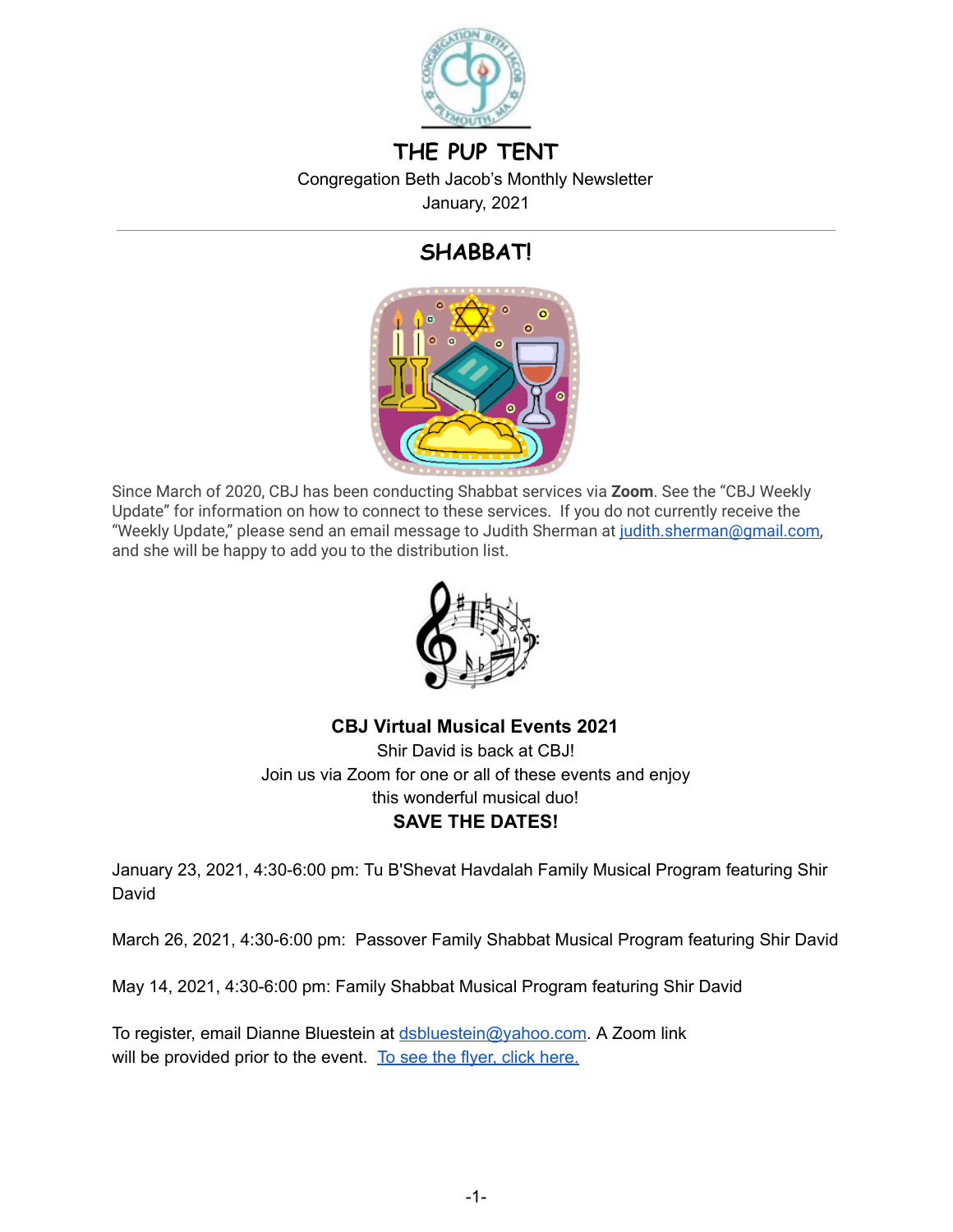# THE PUP TENT

Congregation Beth Jacob's Monthly Newsletter

January, 2021

---

## SHABBAT!

Since March of 2020, CBJ has been conducting Shabbat services via **Zoom**. See the "CBJ Weekly Update" for information on how to connect to these services. If you do not currently receive the "Weekly Update," please send an email message to Judith Sherman at judith.sherman@gmail.com, and she will be happy to add you to the distribution list.

**CBJ Virtual Musical Events 2021**

Shir David is back at CBJ!

Join us via Zoom for one or all of these events and enjoy this wonderful musical duo!

**SAVE THE DATES!**

January 23, 2021, 4:30-6:00 pm: Tu B'Shevat Havdalah Family Musical Program featuring Shir David

March 26, 2021, 4:30-6:00 pm: Passover Family Shabbat Musical Program featuring Shir David

May 14, 2021, 4:30-6:00 pm: Family Shabbat Musical Program featuring Shir David

To register, email Dianne Bluestein at dsbluestein@yahoo.com. A Zoom link will be provided prior to the event. To see the flyer, click here.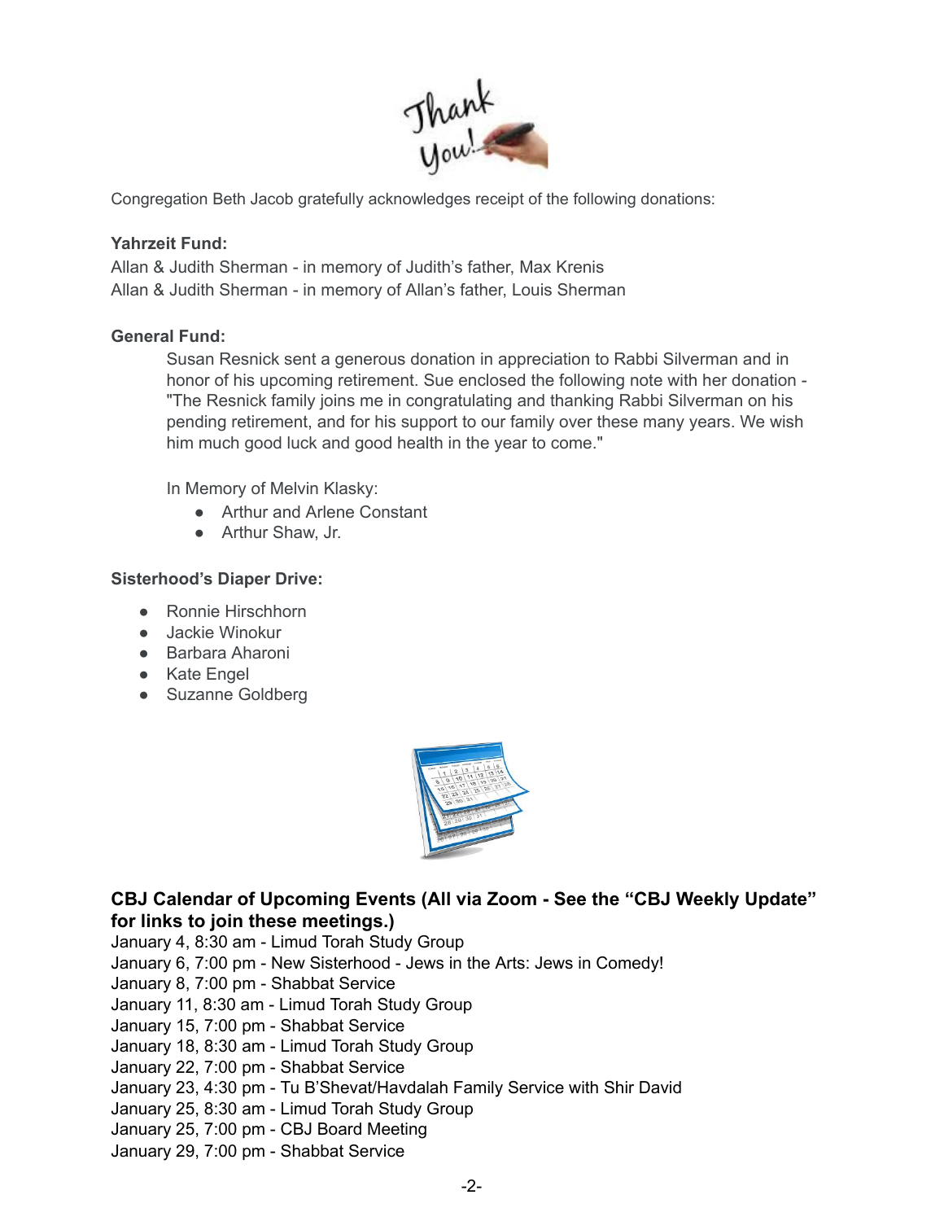Congregation Beth Jacob gratefully acknowledges receipt of the following donations:

**Yahrzeit Fund:**

Allan & Judith Sherman - in memory of Judith's father, Max Krenis
Allan & Judith Sherman - in memory of Allan's father, Louis Sherman

**General Fund:**

Susan Resnick sent a generous donation in appreciation to Rabbi Silverman and in honor of his upcoming retirement. Sue enclosed the following note with her donation - "The Resnick family joins me in congratulating and thanking Rabbi Silverman on his pending retirement, and for his support to our family over these many years. We wish him much good luck and good health in the year to come."

In Memory of Melvin Klasky:

- Arthur and Arlene Constant
- Arthur Shaw, Jr.

**Sisterhood's Diaper Drive:**

- Ronnie Hirschhorn
- Jackie Winokur
- Barbara Aharoni
- Kate Engel
- Suzanne Goldberg

**CBJ Calendar of Upcoming Events (All via Zoom - See the "CBJ Weekly Update" for links to join these meetings.)**

January 4, 8:30 am - Limud Torah Study Group
January 6, 7:00 pm - New Sisterhood - Jews in the Arts: Jews in Comedy!
January 8, 7:00 pm - Shabbat Service
January 11, 8:30 am - Limud Torah Study Group
January 15, 7:00 pm - Shabbat Service
January 18, 8:30 am - Limud Torah Study Group
January 22, 7:00 pm - Shabbat Service
January 23, 4:30 pm - Tu B'Shevat/Havdalah Family Service with Shir David
January 25, 8:30 am - Limud Torah Study Group
January 25, 7:00 pm - CBJ Board Meeting
January 29, 7:00 pm - Shabbat Service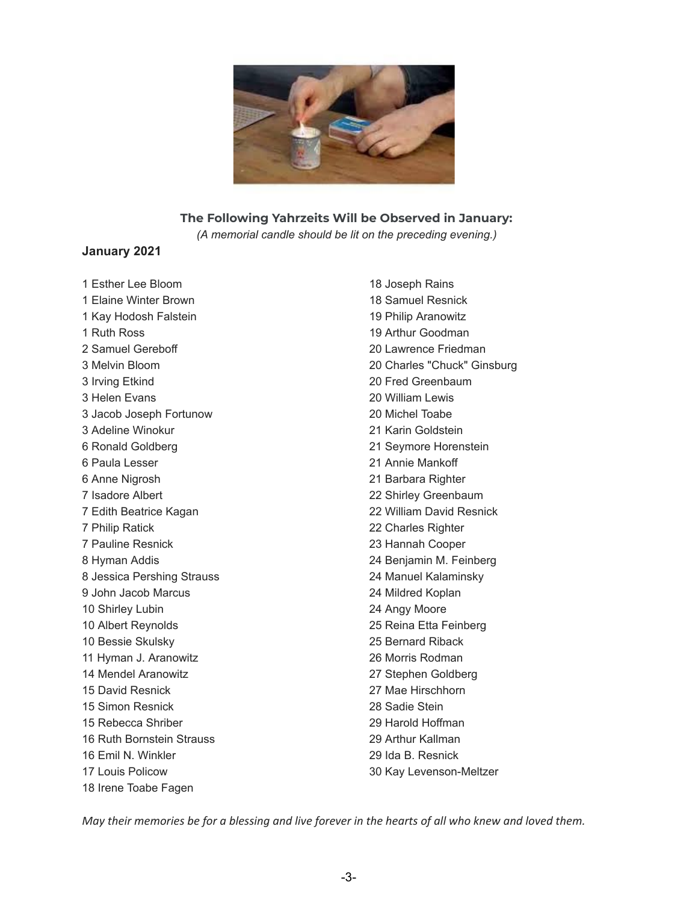### The Following Yahrzeits Will be Observed in January:

*(A memorial candle should be lit on the preceding evening.)*

**January 2021**

1 Esther Lee Bloom
1 Elaine Winter Brown
1 Kay Hodosh Falstein
1 Ruth Ross
2 Samuel Gereboff
3 Melvin Bloom
3 Irving Etkind
3 Helen Evans
3 Jacob Joseph Fortunow
3 Adeline Winokur
6 Ronald Goldberg
6 Paula Lesser
6 Anne Nigrosh
7 Isadore Albert
7 Edith Beatrice Kagan
7 Philip Ratick
7 Pauline Resnick
8 Hyman Addis
8 Jessica Pershing Strauss
9 John Jacob Marcus
10 Shirley Lubin
10 Albert Reynolds
10 Bessie Skulsky
11 Hyman J. Aranowitz
14 Mendel Aranowitz
15 David Resnick
15 Simon Resnick
15 Rebecca Shriber
16 Ruth Bornstein Strauss
16 Emil N. Winkler
17 Louis Policow
18 Irene Toabe Fagen
18 Joseph Rains
18 Samuel Resnick
19 Philip Aranowitz
19 Arthur Goodman
20 Lawrence Friedman
20 Charles "Chuck" Ginsburg
20 Fred Greenbaum
20 William Lewis
20 Michel Toabe
21 Karin Goldstein
21 Seymore Horenstein
21 Annie Mankoff
21 Barbara Righter
22 Shirley Greenbaum
22 William David Resnick
22 Charles Righter
23 Hannah Cooper
24 Benjamin M. Feinberg
24 Manuel Kalaminsky
24 Mildred Koplan
24 Angy Moore
25 Reina Etta Feinberg
25 Bernard Riback
26 Morris Rodman
27 Stephen Goldberg
27 Mae Hirschhorn
28 Sadie Stein
29 Harold Hoffman
29 Arthur Kallman
29 Ida B. Resnick
30 Kay Levenson-Meltzer

*May their memories be for a blessing and live forever in the hearts of all who knew and loved them.*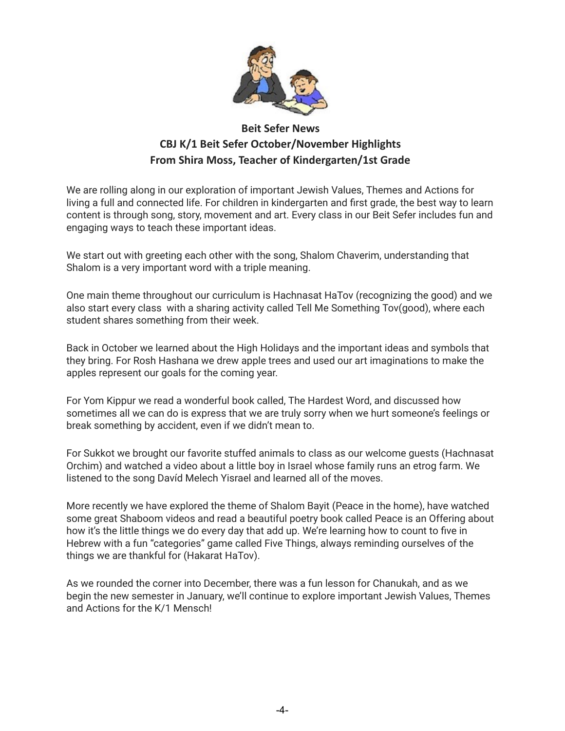**Beit Sefer News**
**CBJ K/1 Beit Sefer October/November Highlights**
**From Shira Moss, Teacher of Kindergarten/1st Grade**

We are rolling along in our exploration of important Jewish Values, Themes and Actions for living a full and connected life. For children in kindergarten and first grade, the best way to learn content is through song, story, movement and art. Every class in our Beit Sefer includes fun and engaging ways to teach these important ideas.

We start out with greeting each other with the song, Shalom Chaverim, understanding that Shalom is a very important word with a triple meaning.

One main theme throughout our curriculum is Hachnasat HaTov (recognizing the good) and we also start every class with a sharing activity called Tell Me Something Tov(good), where each student shares something from their week.

Back in October we learned about the High Holidays and the important ideas and symbols that they bring. For Rosh Hashana we drew apple trees and used our art imaginations to make the apples represent our goals for the coming year.

For Yom Kippur we read a wonderful book called, The Hardest Word, and discussed how sometimes all we can do is express that we are truly sorry when we hurt someone's feelings or break something by accident, even if we didn't mean to.

For Sukkot we brought our favorite stuffed animals to class as our welcome guests (Hachnasat Orchim) and watched a video about a little boy in Israel whose family runs an etrog farm. We listened to the song Davíd Melech Yisrael and learned all of the moves.

More recently we have explored the theme of Shalom Bayit (Peace in the home), have watched some great Shaboom videos and read a beautiful poetry book called Peace is an Offering about how it's the little things we do every day that add up. We're learning how to count to five in Hebrew with a fun "categories" game called Five Things, always reminding ourselves of the things we are thankful for (Hakarat HaTov).

As we rounded the corner into December, there was a fun lesson for Chanukah, and as we begin the new semester in January, we'll continue to explore important Jewish Values, Themes and Actions for the K/1 Mensch!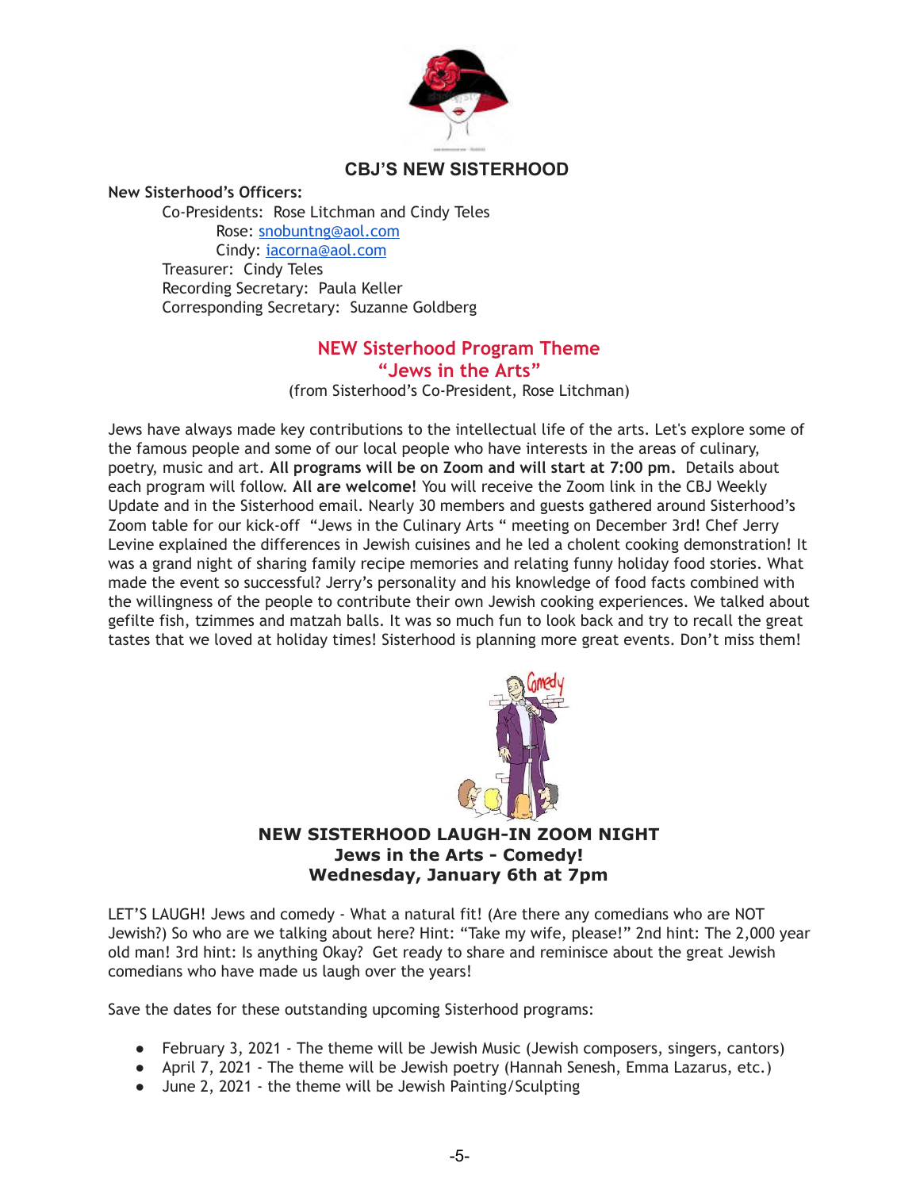## CBJ'S NEW SISTERHOOD

**New Sisterhood's Officers:**

Co-Presidents: Rose Litchman and Cindy Teles
Rose: snobuntng@aol.com
Cindy: iacorna@aol.com
Treasurer: Cindy Teles
Recording Secretary: Paula Keller
Corresponding Secretary: Suzanne Goldberg

### NEW Sisterhood Program Theme
### "Jews in the Arts"

(from Sisterhood's Co-President, Rose Litchman)

Jews have always made key contributions to the intellectual life of the arts. Let's explore some of the famous people and some of our local people who have interests in the areas of culinary, poetry, music and art. **All programs will be on Zoom and will start at 7:00 pm.** Details about each program will follow. **All are welcome!** You will receive the Zoom link in the CBJ Weekly Update and in the Sisterhood email. Nearly 30 members and guests gathered around Sisterhood's Zoom table for our kick-off "Jews in the Culinary Arts " meeting on December 3rd! Chef Jerry Levine explained the differences in Jewish cuisines and he led a cholent cooking demonstration! It was a grand night of sharing family recipe memories and relating funny holiday food stories. What made the event so successful? Jerry's personality and his knowledge of food facts combined with the willingness of the people to contribute their own Jewish cooking experiences. We talked about gefilte fish, tzimmes and matzah balls. It was so much fun to look back and try to recall the great tastes that we loved at holiday times! Sisterhood is planning more great events. Don't miss them!

### NEW SISTERHOOD LAUGH-IN ZOOM NIGHT
### Jews in the Arts - Comedy!
### Wednesday, January 6th at 7pm

LET'S LAUGH! Jews and comedy - What a natural fit! (Are there any comedians who are NOT Jewish?) So who are we talking about here? Hint: "Take my wife, please!" 2nd hint: The 2,000 year old man! 3rd hint: Is anything Okay? Get ready to share and reminisce about the great Jewish comedians who have made us laugh over the years!

Save the dates for these outstanding upcoming Sisterhood programs:

- February 3, 2021 - The theme will be Jewish Music (Jewish composers, singers, cantors)
- April 7, 2021 - The theme will be Jewish poetry (Hannah Senesh, Emma Lazarus, etc.)
- June 2, 2021 - the theme will be Jewish Painting/Sculpting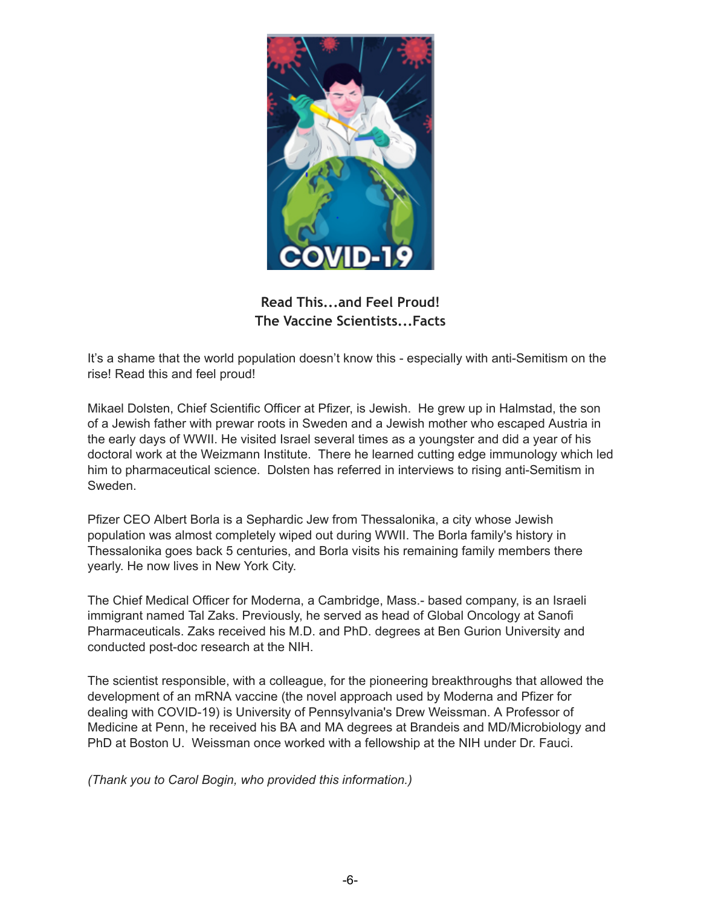**Read This...and Feel Proud!**
**The Vaccine Scientists...Facts**

It's a shame that the world population doesn't know this - especially with anti-Semitism on the rise! Read this and feel proud!

Mikael Dolsten, Chief Scientific Officer at Pfizer, is Jewish. He grew up in Halmstad, the son of a Jewish father with prewar roots in Sweden and a Jewish mother who escaped Austria in the early days of WWII. He visited Israel several times as a youngster and did a year of his doctoral work at the Weizmann Institute. There he learned cutting edge immunology which led him to pharmaceutical science. Dolsten has referred in interviews to rising anti-Semitism in Sweden.

Pfizer CEO Albert Borla is a Sephardic Jew from Thessalonika, a city whose Jewish population was almost completely wiped out during WWII. The Borla family's history in Thessalonika goes back 5 centuries, and Borla visits his remaining family members there yearly. He now lives in New York City.

The Chief Medical Officer for Moderna, a Cambridge, Mass.- based company, is an Israeli immigrant named Tal Zaks. Previously, he served as head of Global Oncology at Sanofi Pharmaceuticals. Zaks received his M.D. and PhD. degrees at Ben Gurion University and conducted post-doc research at the NIH.

The scientist responsible, with a colleague, for the pioneering breakthroughs that allowed the development of an mRNA vaccine (the novel approach used by Moderna and Pfizer for dealing with COVID-19) is University of Pennsylvania's Drew Weissman. A Professor of Medicine at Penn, he received his BA and MA degrees at Brandeis and MD/Microbiology and PhD at Boston U. Weissman once worked with a fellowship at the NIH under Dr. Fauci.

*(Thank you to Carol Bogin, who provided this information.)*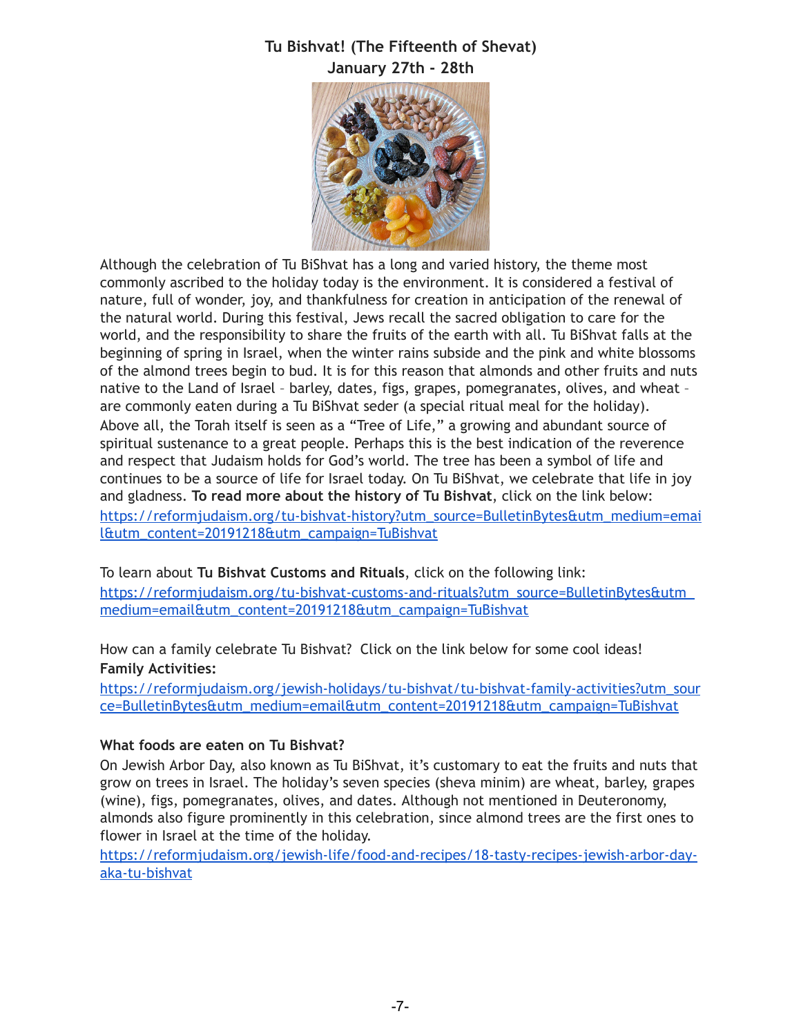## Tu Bishvat! (The Fifteenth of Shevat)
## January 27th - 28th

Although the celebration of Tu BiShvat has a long and varied history, the theme most commonly ascribed to the holiday today is the environment. It is considered a festival of nature, full of wonder, joy, and thankfulness for creation in anticipation of the renewal of the natural world. During this festival, Jews recall the sacred obligation to care for the world, and the responsibility to share the fruits of the earth with all. Tu BiShvat falls at the beginning of spring in Israel, when the winter rains subside and the pink and white blossoms of the almond trees begin to bud. It is for this reason that almonds and other fruits and nuts native to the Land of Israel – barley, dates, figs, grapes, pomegranates, olives, and wheat – are commonly eaten during a Tu BiShvat seder (a special ritual meal for the holiday). Above all, the Torah itself is seen as a "Tree of Life," a growing and abundant source of spiritual sustenance to a great people. Perhaps this is the best indication of the reverence and respect that Judaism holds for God's world. The tree has been a symbol of life and continues to be a source of life for Israel today. On Tu BiShvat, we celebrate that life in joy and gladness. **To read more about the history of Tu Bishvat**, click on the link below:
https://reformjudaism.org/tu-bishvat-history?utm_source=BulletinBytes&utm_medium=email&utm_content=20191218&utm_campaign=TuBishvat

To learn about **Tu Bishvat Customs and Rituals**, click on the following link:
https://reformjudaism.org/tu-bishvat-customs-and-rituals?utm_source=BulletinBytes&utm_medium=email&utm_content=20191218&utm_campaign=TuBishvat

How can a family celebrate Tu Bishvat? Click on the link below for some cool ideas!
**Family Activities:**
https://reformjudaism.org/jewish-holidays/tu-bishvat/tu-bishvat-family-activities?utm_source=BulletinBytes&utm_medium=email&utm_content=20191218&utm_campaign=TuBishvat

**What foods are eaten on Tu Bishvat?**
On Jewish Arbor Day, also known as Tu BiShvat, it's customary to eat the fruits and nuts that grow on trees in Israel. The holiday's seven species (sheva minim) are wheat, barley, grapes (wine), figs, pomegranates, olives, and dates. Although not mentioned in Deuteronomy, almonds also figure prominently in this celebration, since almond trees are the first ones to flower in Israel at the time of the holiday.
https://reformjudaism.org/jewish-life/food-and-recipes/18-tasty-recipes-jewish-arbor-day-aka-tu-bishvat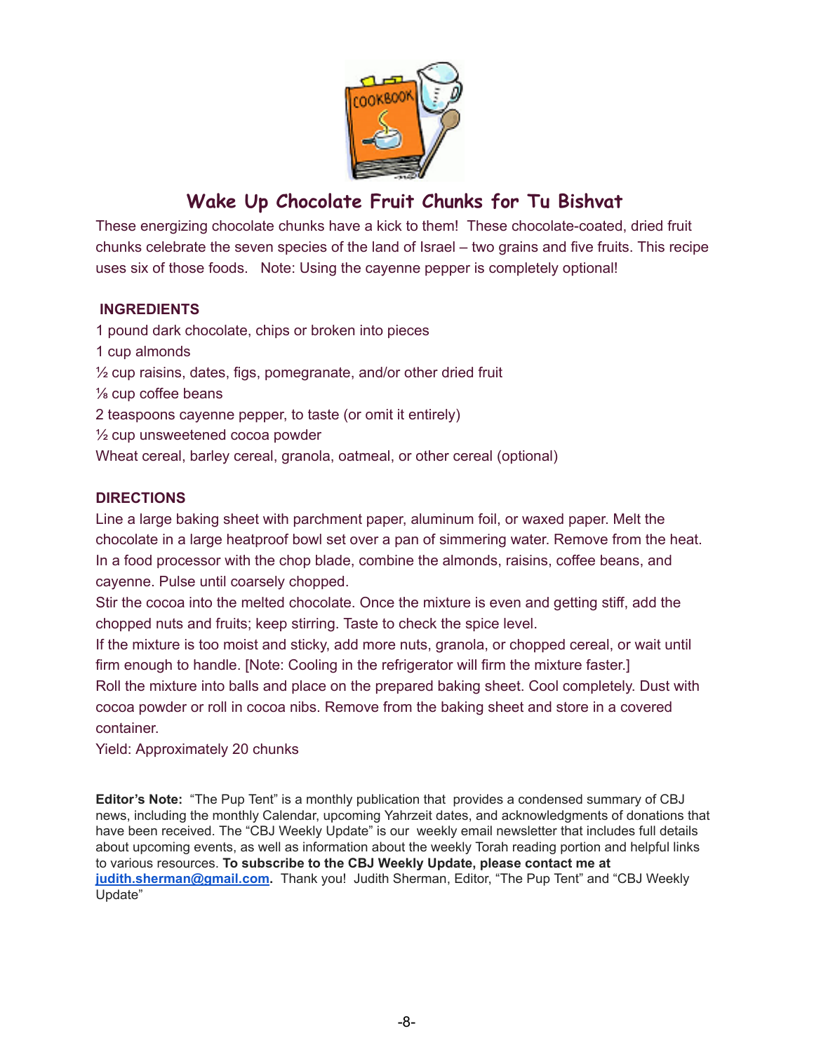# Wake Up Chocolate Fruit Chunks for Tu Bishvat

These energizing chocolate chunks have a kick to them! These chocolate-coated, dried fruit chunks celebrate the seven species of the land of Israel – two grains and five fruits. This recipe uses six of those foods. Note: Using the cayenne pepper is completely optional!

**INGREDIENTS**

1 pound dark chocolate, chips or broken into pieces
1 cup almonds
½ cup raisins, dates, figs, pomegranate, and/or other dried fruit
⅛ cup coffee beans
2 teaspoons cayenne pepper, to taste (or omit it entirely)
½ cup unsweetened cocoa powder
Wheat cereal, barley cereal, granola, oatmeal, or other cereal (optional)

**DIRECTIONS**

Line a large baking sheet with parchment paper, aluminum foil, or waxed paper. Melt the chocolate in a large heatproof bowl set over a pan of simmering water. Remove from the heat.
In a food processor with the chop blade, combine the almonds, raisins, coffee beans, and cayenne. Pulse until coarsely chopped.
Stir the cocoa into the melted chocolate. Once the mixture is even and getting stiff, add the chopped nuts and fruits; keep stirring. Taste to check the spice level.
If the mixture is too moist and sticky, add more nuts, granola, or chopped cereal, or wait until firm enough to handle. [Note: Cooling in the refrigerator will firm the mixture faster.]
Roll the mixture into balls and place on the prepared baking sheet. Cool completely. Dust with cocoa powder or roll in cocoa nibs. Remove from the baking sheet and store in a covered container.
Yield: Approximately 20 chunks

**Editor's Note:** "The Pup Tent" is a monthly publication that provides a condensed summary of CBJ news, including the monthly Calendar, upcoming Yahrzeit dates, and acknowledgments of donations that have been received. The "CBJ Weekly Update" is our weekly email newsletter that includes full details about upcoming events, as well as information about the weekly Torah reading portion and helpful links to various resources. **To subscribe to the CBJ Weekly Update, please contact me at [judith.sherman@gmail.com](mailto:judith.sherman@gmail.com).** Thank you! Judith Sherman, Editor, "The Pup Tent" and "CBJ Weekly Update"